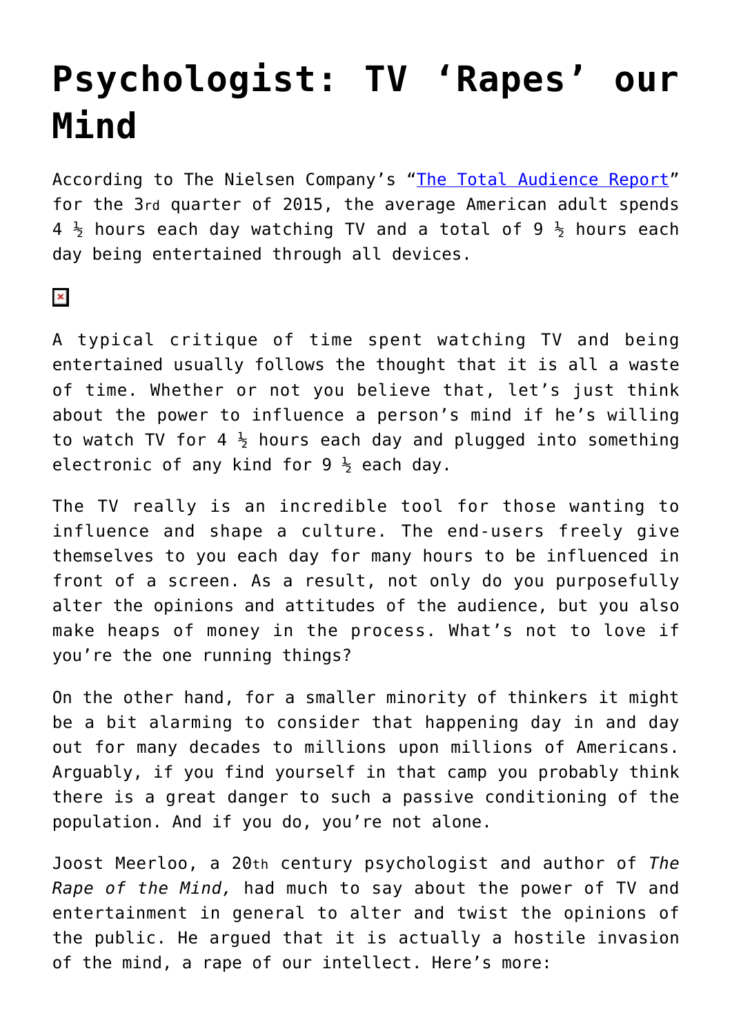# Psychologist: TV 'Rapes' our Mind

According to The Nielsen Company's "The Total Audience Report" for the 3rd quarter of 2015, the average American adult spends 4 ½ hours each day watching TV and a total of 9 ½ hours each day being entertained through all devices.

A typical critique of time spent watching TV and being entertained usually follows the thought that it is all a waste of time. Whether or not you believe that, let's just think about the power to influence a person's mind if he's willing to watch TV for 4 ½ hours each day and plugged into something electronic of any kind for 9 ½ each day.

The TV really is an incredible tool for those wanting to influence and shape a culture. The end-users freely give themselves to you each day for many hours to be influenced in front of a screen. As a result, not only do you purposefully alter the opinions and attitudes of the audience, but you also make heaps of money in the process. What's not to love if you're the one running things?

On the other hand, for a smaller minority of thinkers it might be a bit alarming to consider that happening day in and day out for many decades to millions upon millions of Americans. Arguably, if you find yourself in that camp you probably think there is a great danger to such a passive conditioning of the population. And if you do, you're not alone.

Joost Meerloo, a 20th century psychologist and author of *The Rape of the Mind,* had much to say about the power of TV and entertainment in general to alter and twist the opinions of the public. He argued that it is actually a hostile invasion of the mind, a rape of our intellect. Here's more: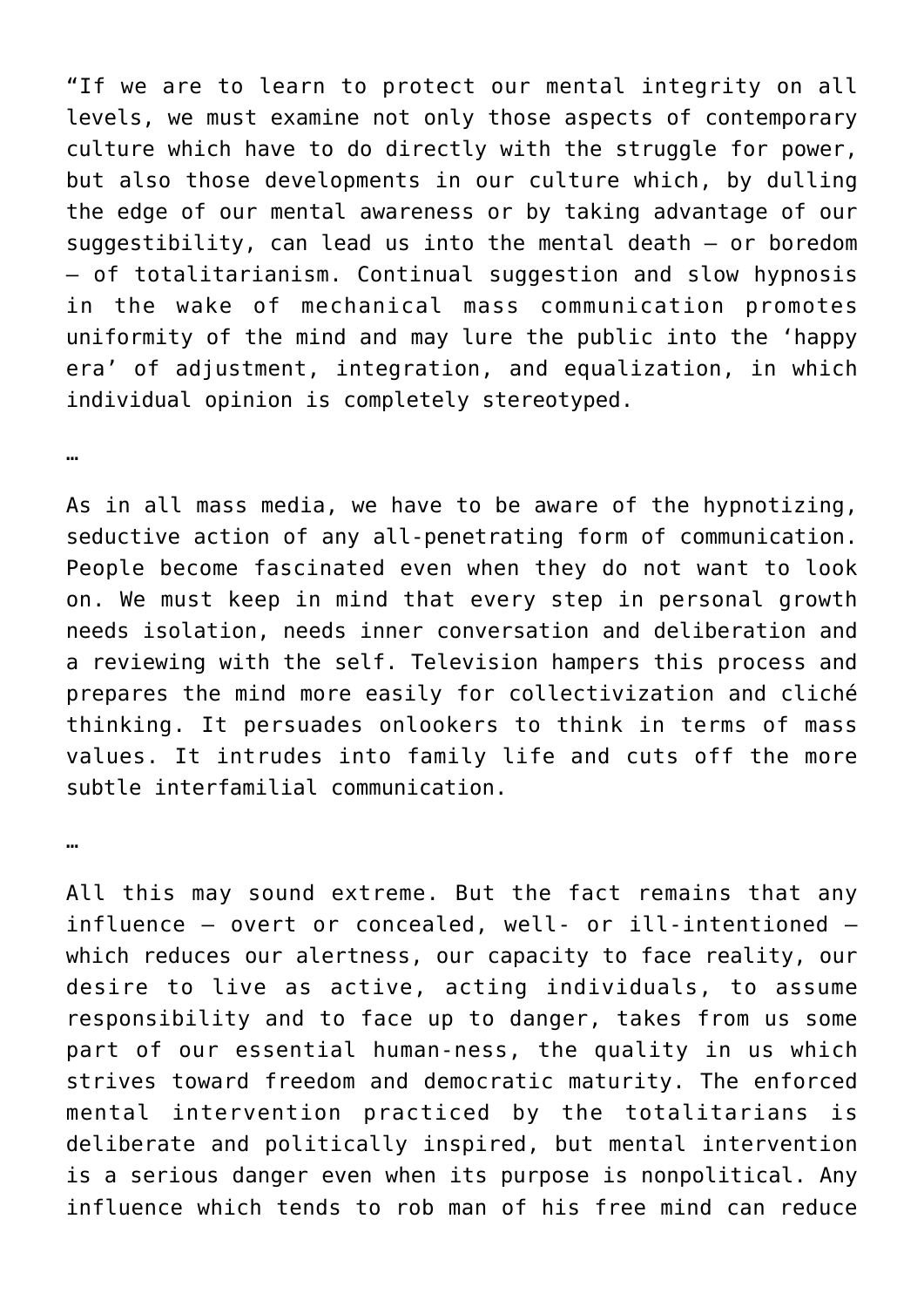"If we are to learn to protect our mental integrity on all levels, we must examine not only those aspects of contemporary culture which have to do directly with the struggle for power, but also those developments in our culture which, by dulling the edge of our mental awareness or by taking advantage of our suggestibility, can lead us into the mental death – or boredom – of totalitarianism. Continual suggestion and slow hypnosis in the wake of mechanical mass communication promotes uniformity of the mind and may lure the public into the 'happy era' of adjustment, integration, and equalization, in which individual opinion is completely stereotyped.

…

As in all mass media, we have to be aware of the hypnotizing, seductive action of any all-penetrating form of communication. People become fascinated even when they do not want to look on. We must keep in mind that every step in personal growth needs isolation, needs inner conversation and deliberation and a reviewing with the self. Television hampers this process and prepares the mind more easily for collectivization and cliché thinking. It persuades onlookers to think in terms of mass values. It intrudes into family life and cuts off the more subtle interfamilial communication.

…

All this may sound extreme. But the fact remains that any influence – overt or concealed, well- or ill-intentioned – which reduces our alertness, our capacity to face reality, our desire to live as active, acting individuals, to assume responsibility and to face up to danger, takes from us some part of our essential human-ness, the quality in us which strives toward freedom and democratic maturity. The enforced mental intervention practiced by the totalitarians is deliberate and politically inspired, but mental intervention is a serious danger even when its purpose is nonpolitical. Any influence which tends to rob man of his free mind can reduce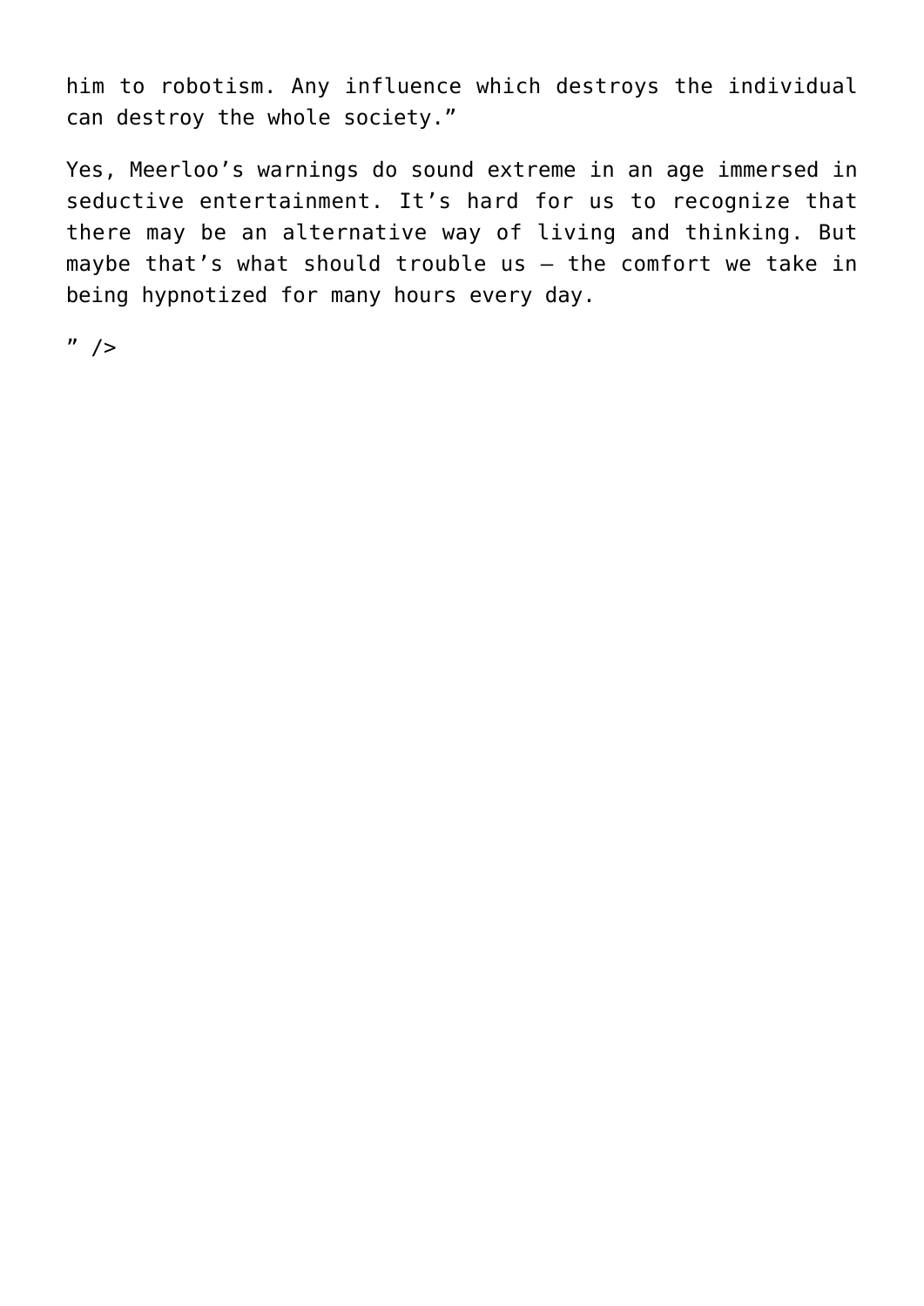him to robotism. Any influence which destroys the individual can destroy the whole society."

Yes, Meerloo's warnings do sound extreme in an age immersed in seductive entertainment. It's hard for us to recognize that there may be an alternative way of living and thinking. But maybe that's what should trouble us – the comfort we take in being hypnotized for many hours every day.

" />